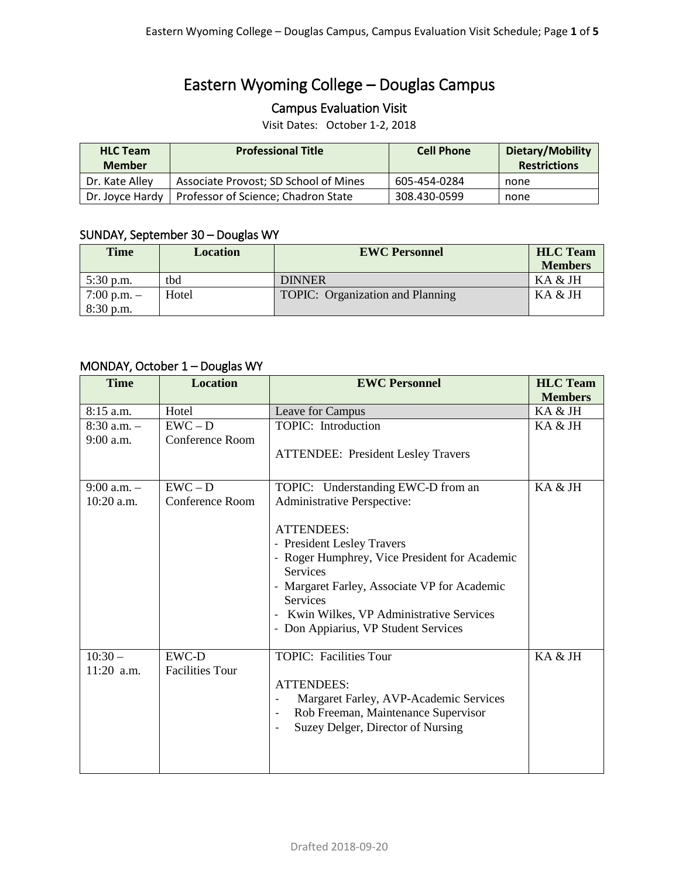# Eastern Wyoming College – Douglas Campus

## Campus Evaluation Visit

Visit Dates: October 1-2, 2018

| HLC Team Member | Professional Title | Cell Phone | Dietary/Mobility Restrictions |
|---|---|---|---|
| Dr. Kate Alley | Associate Provost; SD School of Mines | 605-454-0284 | none |
| Dr. Joyce Hardy | Professor of Science; Chadron State | 308.430-0599 | none |

### SUNDAY, September 30 – Douglas WY

| Time | Location | EWC Personnel | HLC Team Members |
|---|---|---|---|
| 5:30 p.m. | tbd | DINNER | KA & JH |
| 7:00 p.m. – 8:30 p.m. | Hotel | TOPIC: Organization and Planning | KA & JH |

### MONDAY, October 1 – Douglas WY

| Time | Location | EWC Personnel | HLC Team Members |
|---|---|---|---|
| 8:15 a.m. | Hotel | Leave for Campus | KA & JH |
| 8:30 a.m. – 9:00 a.m. | EWC – D Conference Room | TOPIC: Introduction<br><br>ATTENDEE: President Lesley Travers | KA & JH |
| 9:00 a.m. – 10:20 a.m. | EWC – D Conference Room | TOPIC: Understanding EWC-D from an Administrative Perspective:<br><br>ATTENDEES:<br>- President Lesley Travers<br>- Roger Humphrey, Vice President for Academic Services<br>- Margaret Farley, Associate VP for Academic Services<br>- Kwin Wilkes, VP Administrative Services<br>- Don Appiarius, VP Student Services | KA & JH |
| 10:30 – 11:20 a.m. | EWC-D Facilities Tour | TOPIC: Facilities Tour<br><br>ATTENDEES:<br>- Margaret Farley, AVP-Academic Services<br>- Rob Freeman, Maintenance Supervisor<br>- Suzey Delger, Director of Nursing | KA & JH |

Drafted 2018-09-20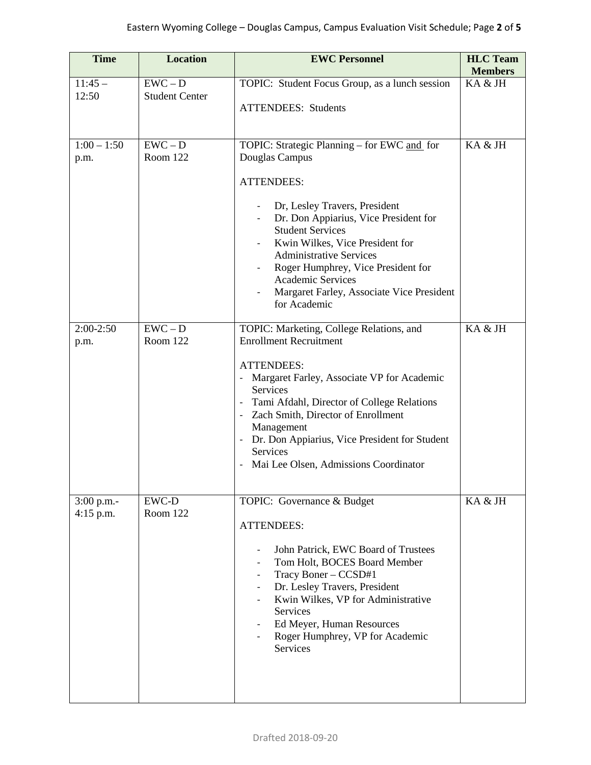| Time | Location | EWC Personnel | HLC Team Members |
|---|---|---|---|
| 11:45 – 12:50 | EWC – D Student Center | TOPIC: Student Focus Group, as a lunch session<br><br>ATTENDEES: Students | KA & JH |
| 1:00 – 1:50 p.m. | EWC – D Room 122 | TOPIC: Strategic Planning – for EWC and for Douglas Campus<br><br>ATTENDEES:<br><br>- Dr, Lesley Travers, President<br>- Dr. Don Appiarius, Vice President for Student Services<br>- Kwin Wilkes, Vice President for Administrative Services<br>- Roger Humphrey, Vice President for Academic Services<br>- Margaret Farley, Associate Vice President for Academic | KA & JH |
| 2:00-2:50 p.m. | EWC – D Room 122 | TOPIC: Marketing, College Relations, and Enrollment Recruitment<br><br>ATTENDEES:<br>- Margaret Farley, Associate VP for Academic Services<br>- Tami Afdahl, Director of College Relations<br>- Zach Smith, Director of Enrollment Management<br>- Dr. Don Appiarius, Vice President for Student Services<br>- Mai Lee Olsen, Admissions Coordinator | KA & JH |
| 3:00 p.m.- 4:15 p.m. | EWC-D Room 122 | TOPIC: Governance & Budget<br><br>ATTENDEES:<br><br>- John Patrick, EWC Board of Trustees<br>- Tom Holt, BOCES Board Member<br>- Tracy Boner – CCSD#1<br>- Dr. Lesley Travers, President<br>- Kwin Wilkes, VP for Administrative Services<br>- Ed Meyer, Human Resources<br>- Roger Humphrey, VP for Academic Services | KA & JH |

Drafted 2018-09-20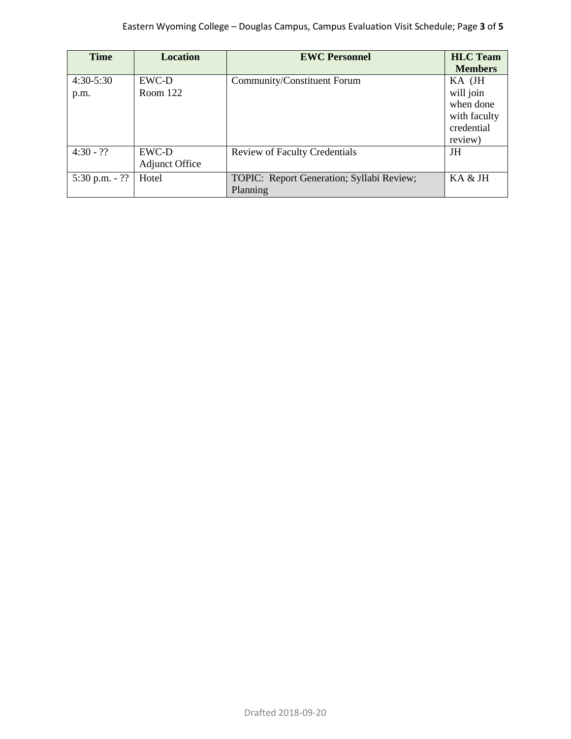| Time | Location | EWC Personnel | HLC Team Members |
| --- | --- | --- | --- |
| 4:30-5:30 p.m. | EWC-D Room 122 | Community/Constituent Forum | KA (JH will join when done with faculty credential review) |
| 4:30 - ?? | EWC-D Adjunct Office | Review of Faculty Credentials | JH |
| 5:30 p.m. - ?? | Hotel | TOPIC: Report Generation; Syllabi Review; Planning | KA & JH |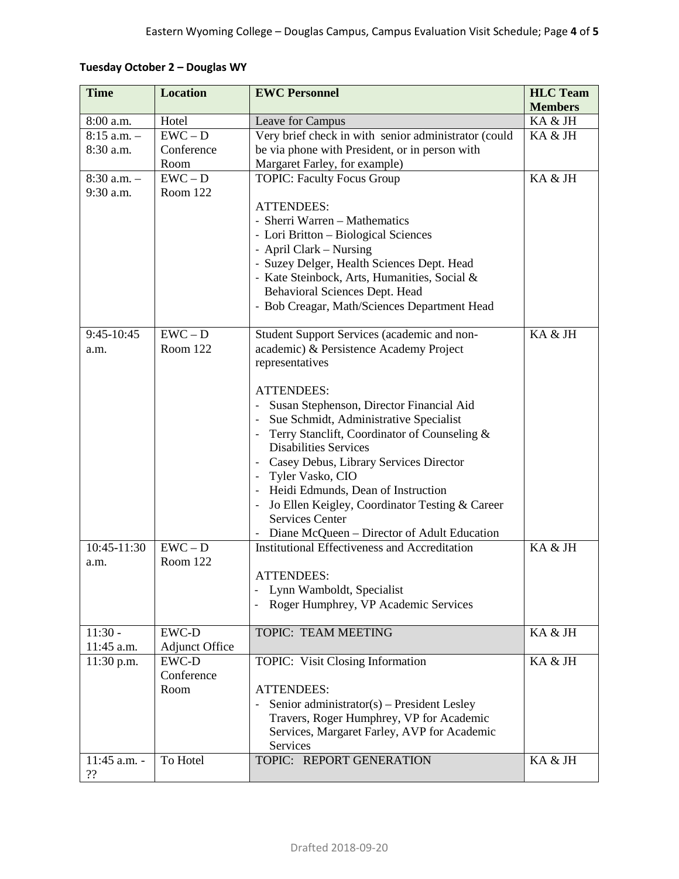**Tuesday October 2 – Douglas WY**

| Time | Location | EWC Personnel | HLC Team Members |
|---|---|---|---|
| 8:00 a.m. | Hotel | Leave for Campus | KA & JH |
| 8:15 a.m. – 8:30 a.m. | EWC – D Conference Room | Very brief check in with senior administrator (could be via phone with President, or in person with Margaret Farley, for example) | KA & JH |
| 8:30 a.m. – 9:30 a.m. | EWC – D Room 122 | TOPIC: Faculty Focus Group<br><br>ATTENDEES:<br>- Sherri Warren – Mathematics<br>- Lori Britton – Biological Sciences<br>- April Clark – Nursing<br>- Suzey Delger, Health Sciences Dept. Head<br>- Kate Steinbock, Arts, Humanities, Social & Behavioral Sciences Dept. Head<br>- Bob Creagar, Math/Sciences Department Head | KA & JH |
| 9:45-10:45 a.m. | EWC – D Room 122 | Student Support Services (academic and non-academic) & Persistence Academy Project representatives<br><br>ATTENDEES:<br>- Susan Stephenson, Director Financial Aid<br>- Sue Schmidt, Administrative Specialist<br>- Terry Stanclift, Coordinator of Counseling & Disabilities Services<br>- Casey Debus, Library Services Director<br>- Tyler Vasko, CIO<br>- Heidi Edmunds, Dean of Instruction<br>- Jo Ellen Keigley, Coordinator Testing & Career Services Center<br>- Diane McQueen – Director of Adult Education | KA & JH |
| 10:45-11:30 a.m. | EWC – D Room 122 | Institutional Effectiveness and Accreditation<br><br>ATTENDEES:<br>- Lynn Wamboldt, Specialist<br>- Roger Humphrey, VP Academic Services | KA & JH |
| 11:30 - 11:45 a.m. | EWC-D Adjunct Office | TOPIC: TEAM MEETING | KA & JH |
| 11:30 p.m. | EWC-D Conference Room | TOPIC: Visit Closing Information<br><br>ATTENDEES:<br>- Senior administrator(s) – President Lesley Travers, Roger Humphrey, VP for Academic Services, Margaret Farley, AVP for Academic Services | KA & JH |
| 11:45 a.m. - ?? | To Hotel | TOPIC: REPORT GENERATION | KA & JH |

Drafted 2018-09-20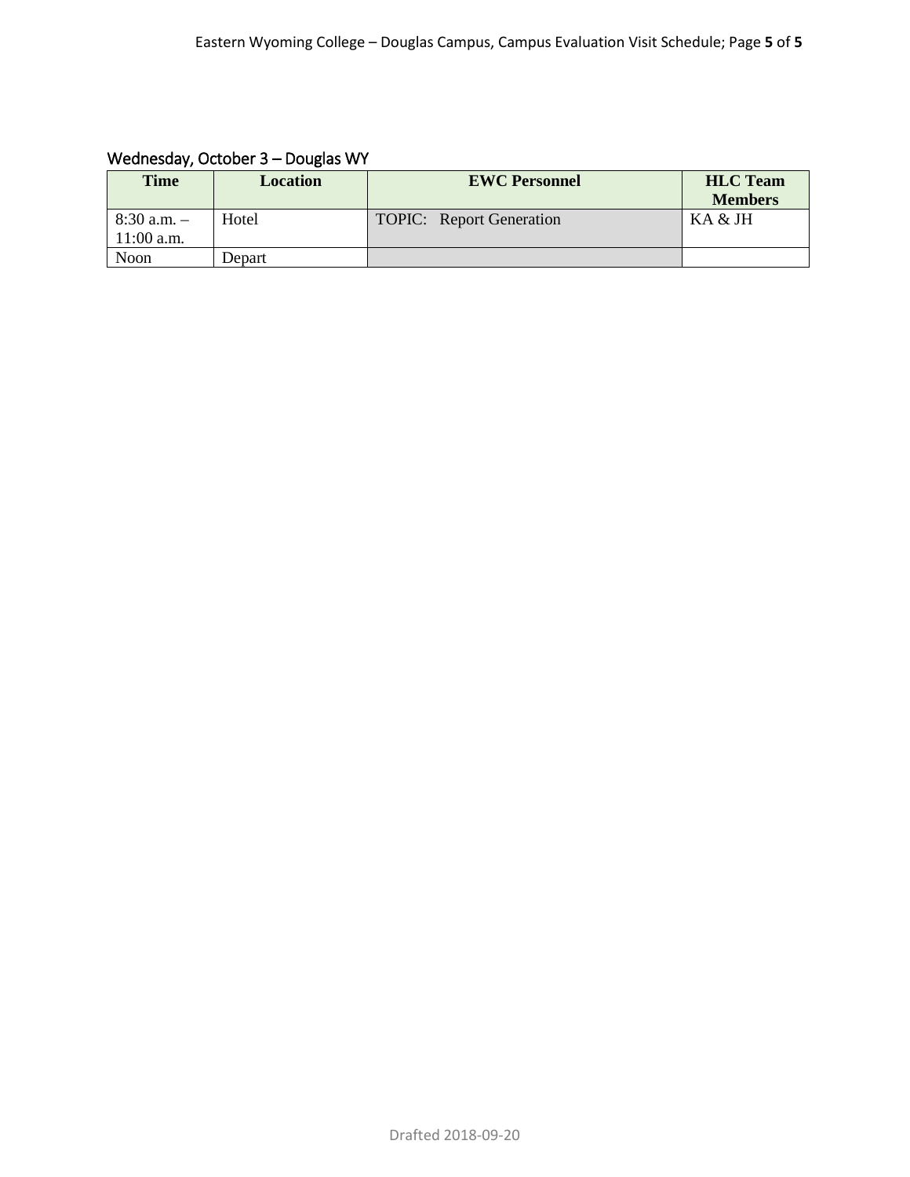## Wednesday, October 3 – Douglas WY

| Time | Location | EWC Personnel | HLC Team Members |
| --- | --- | --- | --- |
| 8:30 a.m. – 11:00 a.m. | Hotel | TOPIC: Report Generation | KA & JH |
| Noon | Depart | | |

Drafted 2018-09-20